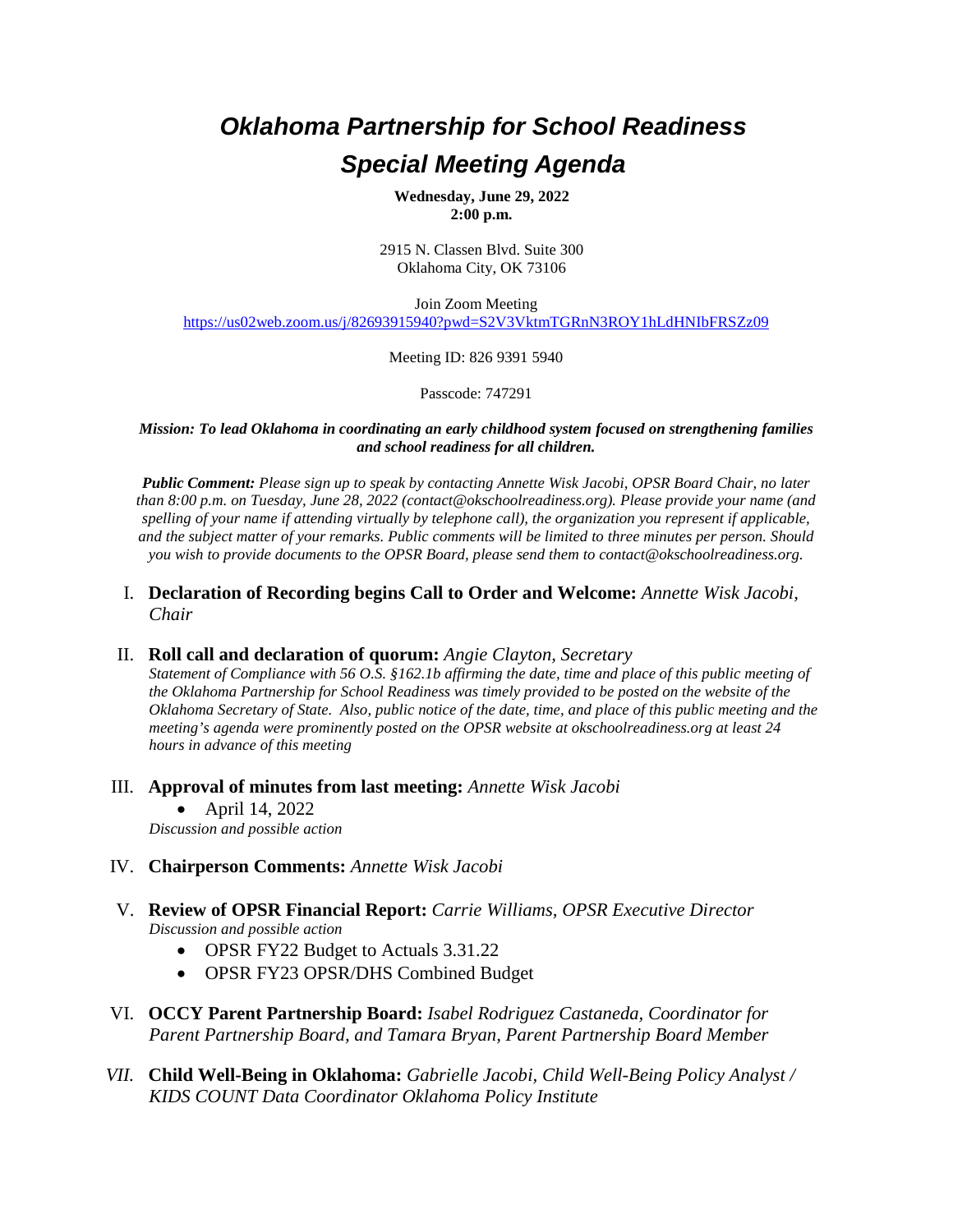# *Oklahoma Partnership for School Readiness*
# *Special Meeting Agenda*

**Wednesday, June 29, 2022**
**2:00 p.m.**

2915 N. Classen Blvd. Suite 300
Oklahoma City, OK 73106

Join Zoom Meeting
https://us02web.zoom.us/j/82693915940?pwd=S2V3VktmTGRnN3ROY1hLdHNIbFRSZz09

Meeting ID: 826 9391 5940

Passcode: 747291

***Mission: To lead Oklahoma in coordinating an early childhood system focused on strengthening families and school readiness for all children.***

***Public Comment:*** *Please sign up to speak by contacting Annette Wisk Jacobi, OPSR Board Chair, no later than 8:00 p.m. on Tuesday, June 28, 2022 (contact@okschoolreadiness.org). Please provide your name (and spelling of your name if attending virtually by telephone call), the organization you represent if applicable, and the subject matter of your remarks. Public comments will be limited to three minutes per person. Should you wish to provide documents to the OPSR Board, please send them to contact@okschoolreadiness.org.*

I. **Declaration of Recording begins Call to Order and Welcome:** *Annette Wisk Jacobi, Chair*

II. **Roll call and declaration of quorum:** *Angie Clayton, Secretary*
*Statement of Compliance with 56 O.S. §162.1b affirming the date, time and place of this public meeting of the Oklahoma Partnership for School Readiness was timely provided to be posted on the website of the Oklahoma Secretary of State. Also, public notice of the date, time, and place of this public meeting and the meeting's agenda were prominently posted on the OPSR website at okschoolreadiness.org at least 24 hours in advance of this meeting*

III. **Approval of minutes from last meeting:** *Annette Wisk Jacobi*
- April 14, 2022

*Discussion and possible action*

IV. **Chairperson Comments:** *Annette Wisk Jacobi*

V. **Review of OPSR Financial Report:** *Carrie Williams, OPSR Executive Director*
*Discussion and possible action*
- OPSR FY22 Budget to Actuals 3.31.22
- OPSR FY23 OPSR/DHS Combined Budget

VI. **OCCY Parent Partnership Board:** *Isabel Rodriguez Castaneda, Coordinator for Parent Partnership Board, and Tamara Bryan, Parent Partnership Board Member*

*VII.* **Child Well-Being in Oklahoma:** *Gabrielle Jacobi, Child Well-Being Policy Analyst / KIDS COUNT Data Coordinator Oklahoma Policy Institute*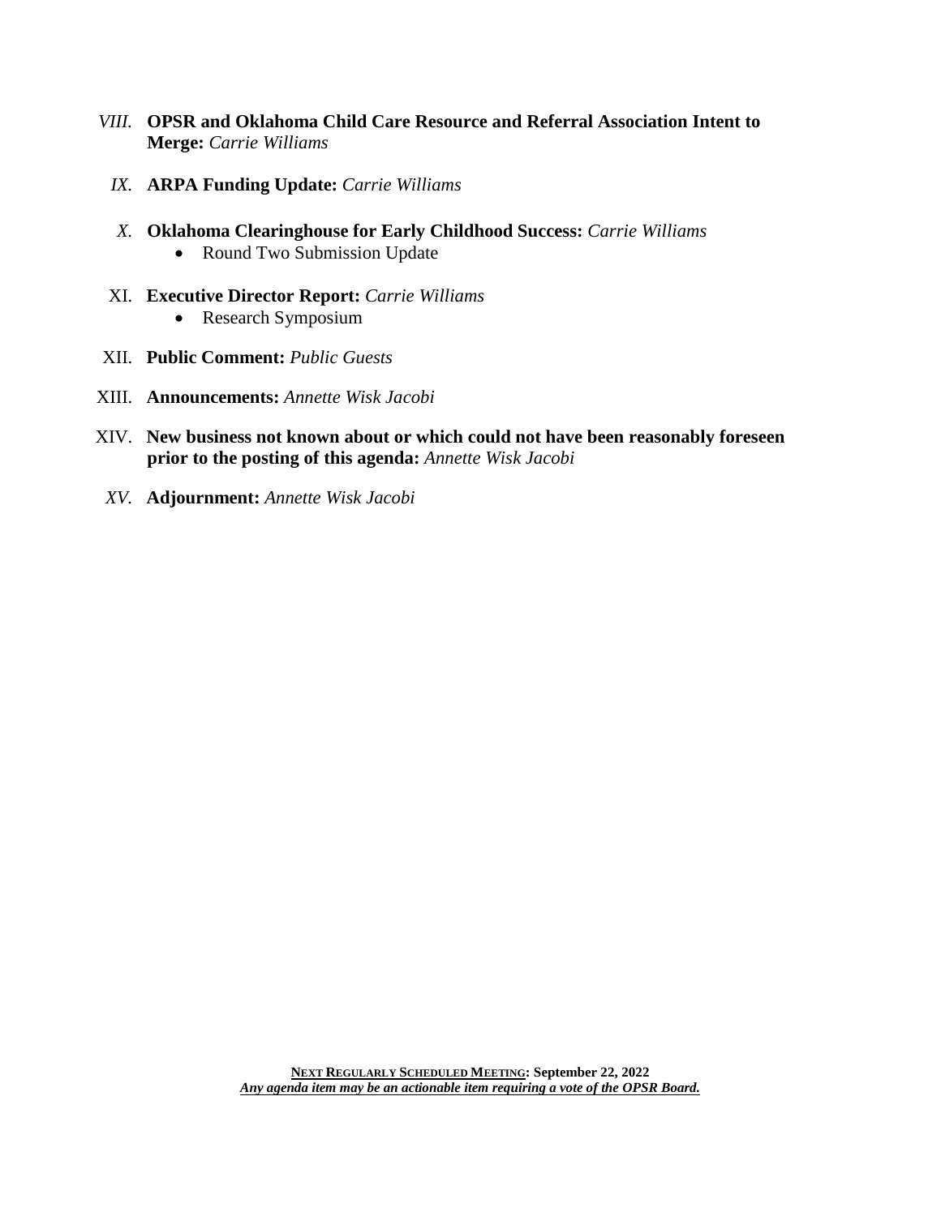VIII. **OPSR and Oklahoma Child Care Resource and Referral Association Intent to Merge:** *Carrie Williams*

IX. **ARPA Funding Update:** *Carrie Williams*

X. **Oklahoma Clearinghouse for Early Childhood Success:** *Carrie Williams*
   - Round Two Submission Update

XI. **Executive Director Report:** *Carrie Williams*
   - Research Symposium

XII. **Public Comment:** *Public Guests*

XIII. **Announcements:** *Annette Wisk Jacobi*

XIV. **New business not known about or which could not have been reasonably foreseen prior to the posting of this agenda:** *Annette Wisk Jacobi*

XV. **Adjournment:** *Annette Wisk Jacobi*

**NEXT REGULARLY SCHEDULED MEETING: September 22, 2022**

***Any agenda item may be an actionable item requiring a vote of the OPSR Board.***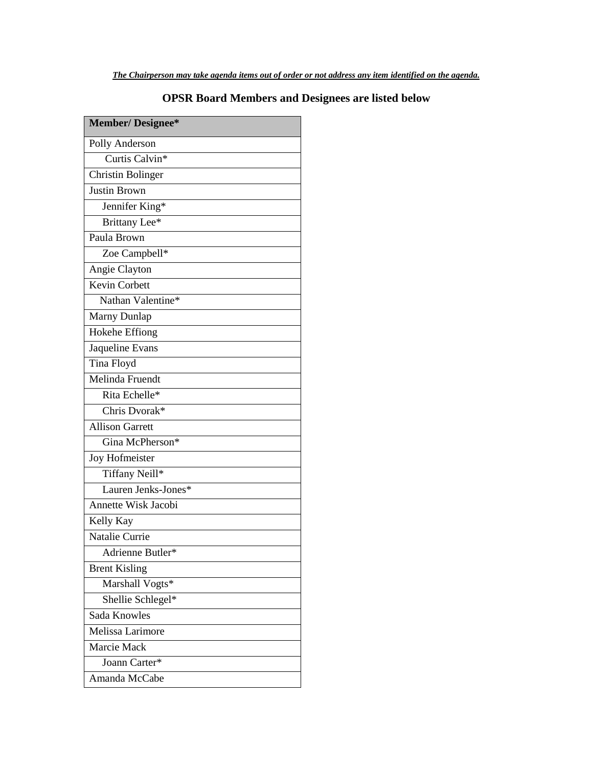***The Chairperson may take agenda items out of order or not address any item identified on the agenda.***

## OPSR Board Members and Designees are listed below

| Member/ Designee* |
|---|
| Polly Anderson |
| Curtis Calvin* |
| Christin Bolinger |
| Justin Brown |
| Jennifer King* |
| Brittany Lee* |
| Paula Brown |
| Zoe Campbell* |
| Angie Clayton |
| Kevin Corbett |
| Nathan Valentine* |
| Marny Dunlap |
| Hokehe Effiong |
| Jaqueline Evans |
| Tina Floyd |
| Melinda Fruendt |
| Rita Echelle* |
| Chris Dvorak* |
| Allison Garrett |
| Gina McPherson* |
| Joy Hofmeister |
| Tiffany Neill* |
| Lauren Jenks-Jones* |
| Annette Wisk Jacobi |
| Kelly Kay |
| Natalie Currie |
| Adrienne Butler* |
| Brent Kisling |
| Marshall Vogts* |
| Shellie Schlegel* |
| Sada Knowles |
| Melissa Larimore |
| Marcie Mack |
| Joann Carter* |
| Amanda McCabe |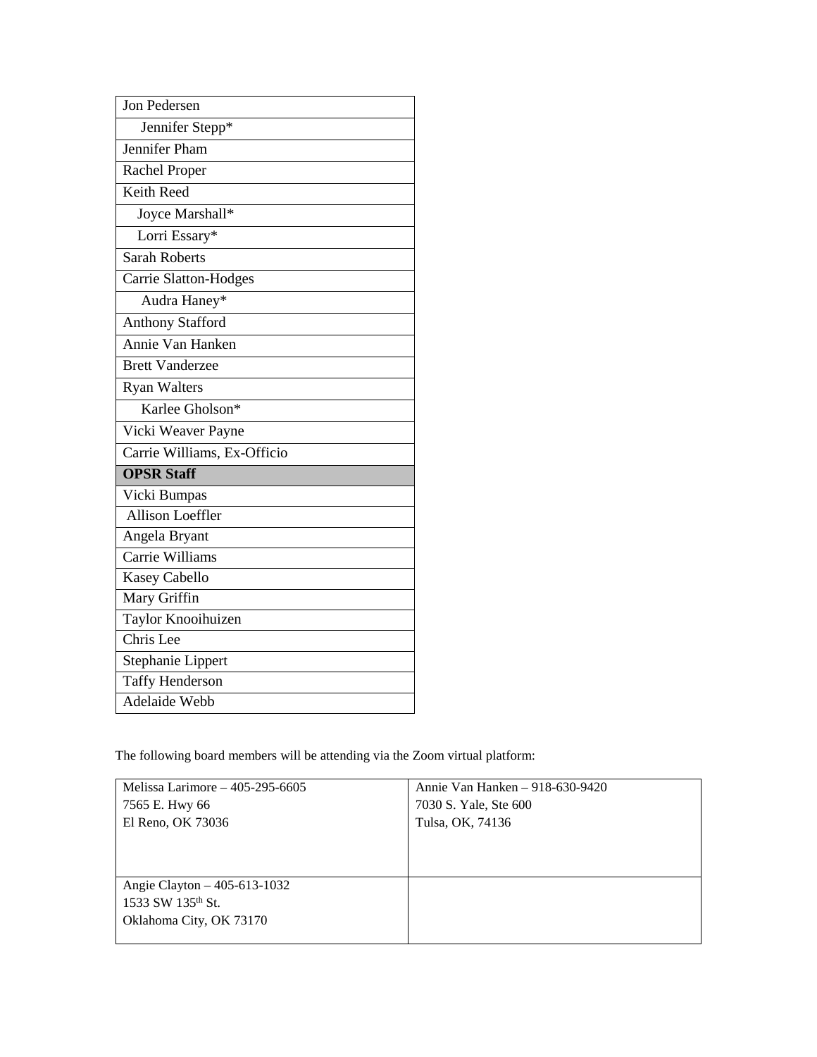| |
|---|
| Jon Pedersen |
| Jennifer Stepp* |
| Jennifer Pham |
| Rachel Proper |
| Keith Reed |
| Joyce Marshall* |
| Lorri Essary* |
| Sarah Roberts |
| Carrie Slatton-Hodges |
| Audra Haney* |
| Anthony Stafford |
| Annie Van Hanken |
| Brett Vanderzee |
| Ryan Walters |
| Karlee Gholson* |
| Vicki Weaver Payne |
| Carrie Williams, Ex-Officio |
| **OPSR Staff** |
| Vicki Bumpas |
| Allison Loeffler |
| Angela Bryant |
| Carrie Williams |
| Kasey Cabello |
| Mary Griffin |
| Taylor Knooihuizen |
| Chris Lee |
| Stephanie Lippert |
| Taffy Henderson |
| Adelaide Webb |

The following board members will be attending via the Zoom virtual platform:

| | |
|---|---|
| Melissa Larimore – 405-295-6605<br>7565 E. Hwy 66<br>El Reno, OK 73036 | Annie Van Hanken – 918-630-9420<br>7030 S. Yale, Ste 600<br>Tulsa, OK, 74136 |
| Angie Clayton – 405-613-1032<br>1533 SW 135th St.<br>Oklahoma City, OK 73170 | |